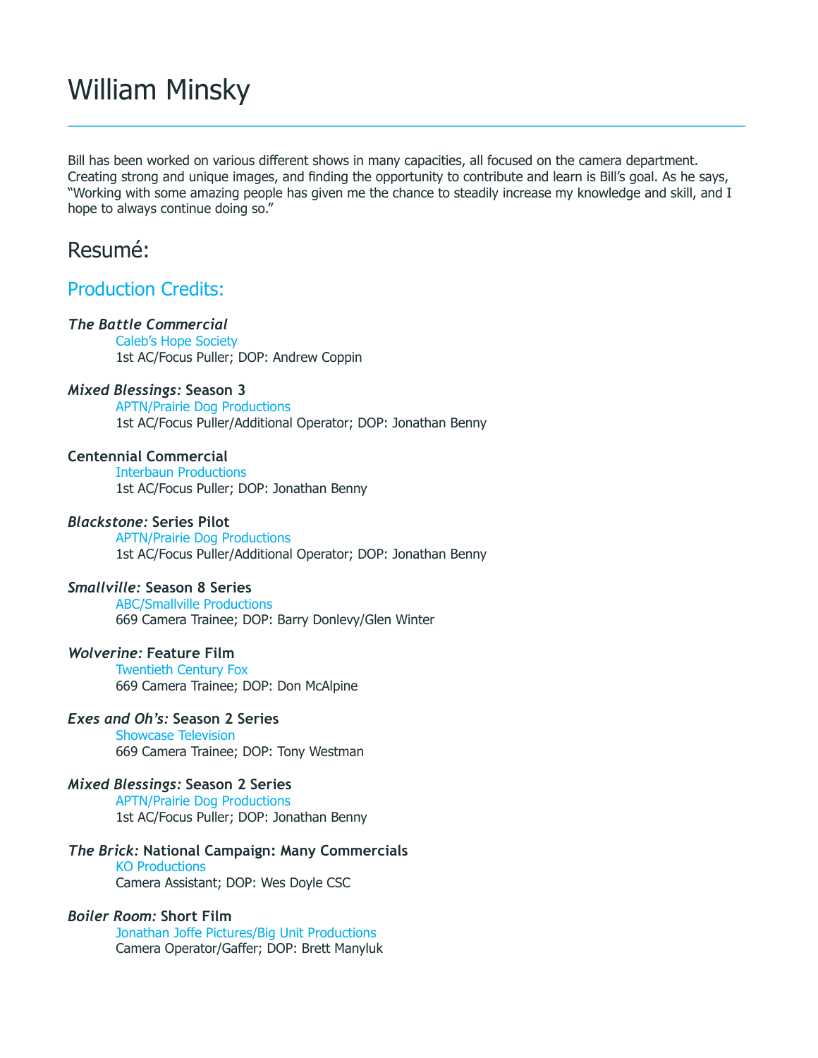# William Minsky

Bill has been worked on various different shows in many capacities, all focused on the camera department. Creating strong and unique images, and finding the opportunity to contribute and learn is Bill's goal. As he says, "Working with some amazing people has given me the chance to steadily increase my knowledge and skill, and I hope to always continue doing so."

## Resumé:

### Production Credits:

***The Battle Commercial***
Caleb's Hope Society
1st AC/Focus Puller; DOP: Andrew Coppin

***Mixed Blessings:* Season 3**
APTN/Prairie Dog Productions
1st AC/Focus Puller/Additional Operator; DOP: Jonathan Benny

**Centennial Commercial**
Interbaun Productions
1st AC/Focus Puller; DOP: Jonathan Benny

***Blackstone:* Series Pilot**
APTN/Prairie Dog Productions
1st AC/Focus Puller/Additional Operator; DOP: Jonathan Benny

***Smallville:* Season 8 Series**
ABC/Smallville Productions
669 Camera Trainee; DOP: Barry Donlevy/Glen Winter

***Wolverine:* Feature Film**
Twentieth Century Fox
669 Camera Trainee; DOP: Don McAlpine

***Exes and Oh's:* Season 2 Series**
Showcase Television
669 Camera Trainee; DOP: Tony Westman

***Mixed Blessings:* Season 2 Series**
APTN/Prairie Dog Productions
1st AC/Focus Puller; DOP: Jonathan Benny

***The Brick:* National Campaign: Many Commercials**
KO Productions
Camera Assistant; DOP: Wes Doyle CSC

***Boiler Room:* Short Film**
Jonathan Joffe Pictures/Big Unit Productions
Camera Operator/Gaffer; DOP: Brett Manyluk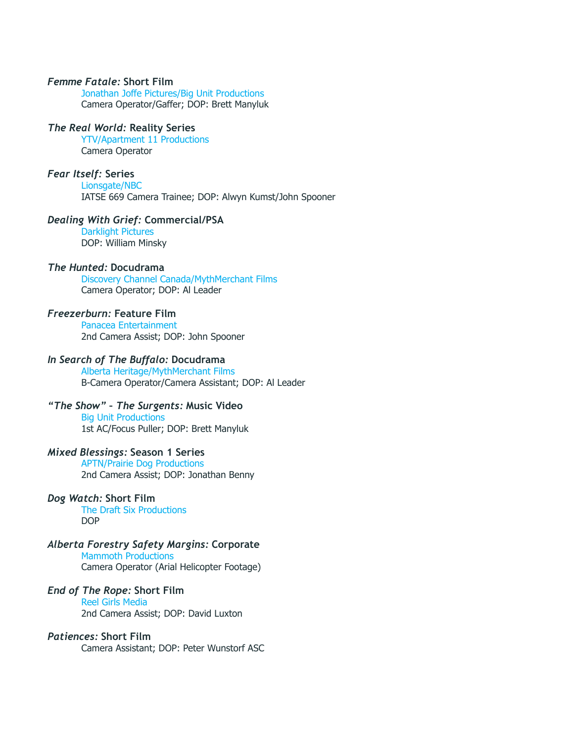***Femme Fatale:* Short Film**
Jonathan Joffe Pictures/Big Unit Productions
Camera Operator/Gaffer; DOP: Brett Manyluk

***The Real World:* Reality Series**
YTV/Apartment 11 Productions
Camera Operator

***Fear Itself:* Series**
Lionsgate/NBC
IATSE 669 Camera Trainee; DOP: Alwyn Kumst/John Spooner

***Dealing With Grief:* Commercial/PSA**
Darklight Pictures
DOP: William Minsky

***The Hunted:* Docudrama**
Discovery Channel Canada/MythMerchant Films
Camera Operator; DOP: Al Leader

***Freezerburn:* Feature Film**
Panacea Entertainment
2nd Camera Assist; DOP: John Spooner

***In Search of The Buffalo:* Docudrama**
Alberta Heritage/MythMerchant Films
B-Camera Operator/Camera Assistant; DOP: Al Leader

***"The Show" – The Surgents:* Music Video**
Big Unit Productions
1st AC/Focus Puller; DOP: Brett Manyluk

***Mixed Blessings:* Season 1 Series**
APTN/Prairie Dog Productions
2nd Camera Assist; DOP: Jonathan Benny

***Dog Watch:* Short Film**
The Draft Six Productions
DOP

***Alberta Forestry Safety Margins:* Corporate**
Mammoth Productions
Camera Operator (Arial Helicopter Footage)

***End of The Rope:* Short Film**
Reel Girls Media
2nd Camera Assist; DOP: David Luxton

***Patiences:* Short Film**
Camera Assistant; DOP: Peter Wunstorf ASC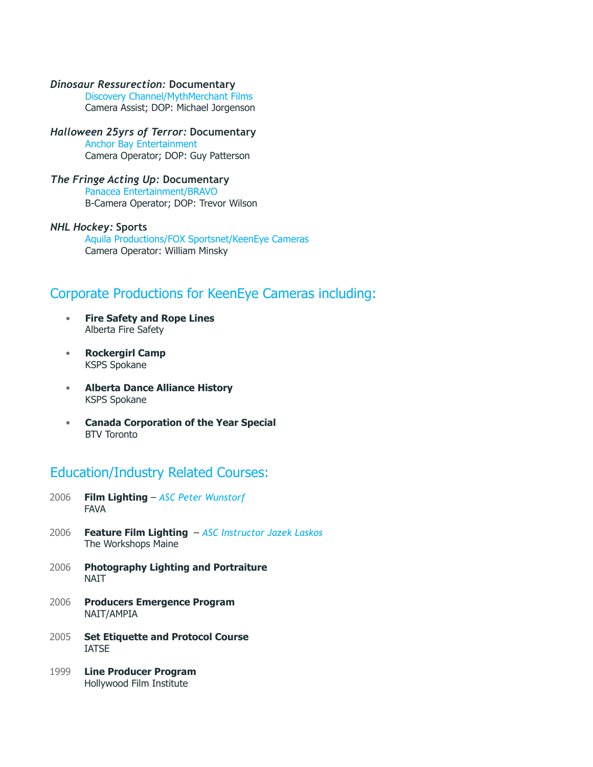***Dinosaur Ressurection:*** **Documentary**
Discovery Channel/MythMerchant Films
Camera Assist; DOP: Michael Jorgenson

***Halloween 25yrs of Terror:*** **Documentary**
Anchor Bay Entertainment
Camera Operator; DOP: Guy Patterson

***The Fringe Acting Up:*** **Documentary**
Panacea Entertainment/BRAVO
B-Camera Operator; DOP: Trevor Wilson

***NHL Hockey:*** **Sports**
Aquila Productions/FOX Sportsnet/KeenEye Cameras
Camera Operator: William Minsky

## Corporate Productions for KeenEye Cameras including:

- **Fire Safety and Rope Lines**
  Alberta Fire Safety

- **Rockergirl Camp**
  KSPS Spokane

- **Alberta Dance Alliance History**
  KSPS Spokane

- **Canada Corporation of the Year Special**
  BTV Toronto

## Education/Industry Related Courses:

2006 **Film Lighting** – *ASC Peter Wunstorf*
FAVA

2006 **Feature Film Lighting** – *ASC Instructor Jazek Laskos*
The Workshops Maine

2006 **Photography Lighting and Portraiture**
NAIT

2006 **Producers Emergence Program**
NAIT/AMPIA

2005 **Set Etiquette and Protocol Course**
IATSE

1999 **Line Producer Program**
Hollywood Film Institute